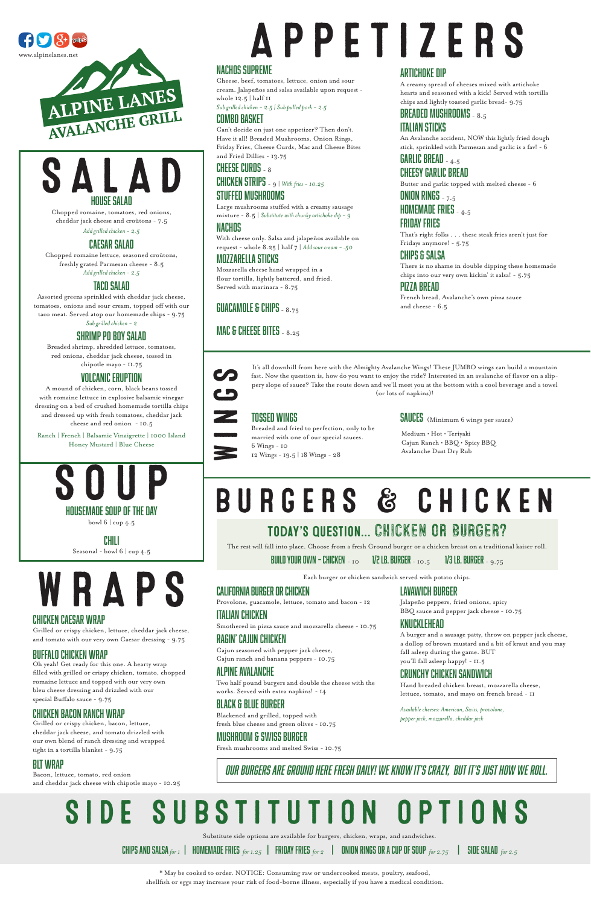www.alpinelanes.net

# ALPINE LANES AVALANCHE GRILL

# SALAD

## HOUSE SALAD

Chopped romaine, tomatoes, red onions, cheddar jack cheese and croûtons - 7.5

*Add grilled chicken - 2.5*

## CAESAR SALAD

Chopped romaine lettuce, seasoned croûtons, freshly grated Parmesan cheese - 8.5

*Add grilled chicken - 2.5*

## TACO SALAD

Assorted greens sprinkled with cheddar jack cheese, tomatoes, onions and sour cream, topped off with our taco meat. Served atop our homemade chips - 9.75

*Sub grilled chicken - 2*

## SHRIMP PO BOY SALAD

Breaded shrimp, shredded lettuce, tomatoes, red onions, cheddar jack cheese, tossed in chipotle mayo - 11.75

## VOLCANIC ERUPTION

A mound of chicken, corn, black beans tossed with romaine lettuce in explosive balsamic vinegar dressing on a bed of crushed homemade tortilla chips and dressed up with fresh tomatoes, cheddar jack cheese and red onion - 10.5

Ranch | French | Balsamic Vinaigrette | 1000 Island | Honey Mustard | Blue Cheese

# SOUP

## HOUSEMADE SOUP OF THE DAY

bowl 6 | cup 4.5

## CHILI

Seasonal - bowl 6 | cup 4.5

# WRAPS

## CHICKEN CAESAR WRAP

Grilled or crispy chicken, lettuce, cheddar jack cheese, and tomato with our very own Caesar dressing - 9.75

## BUFFALO CHICKEN WRAP

Oh yeah! Get ready for this one. A hearty wrap filled with grilled or crispy chicken, tomato, chopped romaine lettuce and topped with our very own bleu cheese dressing and drizzled with our special Buffalo sauce - 9.75

## CHICKEN BACON RANCH WRAP

Grilled or crispy chicken, bacon, lettuce, cheddar jack cheese, and tomato drizzled with our own blend of ranch dressing and wrapped tight in a tortilla blanket - 9.75

## BLT WRAP

Bacon, lettuce, tomato, red onion and cheddar jack cheese with chipotle mayo - 10.25

# APPETIZERS

## NACHOS SUPREME

Cheese, beef, tomatoes, lettuce, onion and sour cream. Jalapeños and salsa available upon request - whole 12.5 | half 11

*Sub grilled chicken - 2.5 | Sub pulled pork - 2.5*

## COMBO BASKET

Can't decide on just one appetizer? Then don't. Have it all! Breaded Mushrooms, Onion Rings, Friday Fries, Cheese Curds, Mac and Cheese Bites and Fried Dillies - 13.75

## CHEESE CURDS - 8

## CHICKEN STRIPS - 9 | *With fries - 10.25*

## STUFFED MUSHROOMS

Large mushrooms stuffed with a creamy sausage mixture - 8.5 | *Substitute with chunky artichoke dip - 9*

## NACHOS

With cheese only. Salsa and jalapeños available on request - whole 8.25 | half 7 | *Add sour cream - .50*

## MOZZARELLA STICKS

Mozzarella cheese hand wrapped in a flour tortilla, lightly battered, and fried. Served with marinara - 8.75

## GUACAMOLE & CHIPS - 8.75

## MAC & CHEESE BITES - 8.25

## ARTICHOKE DIP

A creamy spread of cheeses mixed with artichoke hearts and seasoned with a kick! Served with tortilla chips and lightly toasted garlic bread - 9.75

## BREADED MUSHROOMS - 8.5

## ITALIAN STICKS

An Avalanche accident, NOW this lightly fried dough stick, sprinkled with Parmesan and garlic is a fav! - 6

## GARLIC BREAD - 4.5

## CHEESY GARLIC BREAD

Butter and garlic topped with melted cheese - 6

## ONION RINGS - 7.5

## HOMEMADE FRIES - 4.5

## FRIDAY FRIES

That's right folks . . . these steak fries aren't just for Fridays anymore! - 5.75

## CHIPS & SALSA

There is no shame in double dipping these homemade chips into our very own kickin' it salsa! - 5.75

## PIZZA BREAD

French bread, Avalanche's own pizza sauce and cheese - 6.5

# WINGS

It's all downhill from here with the Almighty Avalanche Wings! These JUMBO wings can build a mountain fast. Now the question is, how do you want to enjoy the ride? Interested in an avalanche of flavor on a slippery slope of sauce? Take the route down and we'll meet you at the bottom with a cool beverage and a towel (or lots of napkins)!

## TOSSED WINGS

Breaded and fried to perfection, only to be married with one of our special sauces.
6 Wings - 10
12 Wings - 19.5 | 18 Wings - 28

## SAUCES (Minimum 6 wings per sauce)

Medium • Hot • Teriyaki
Cajun Ranch • BBQ • Spicy BBQ
Avalanche Dust Dry Rub

# BURGERS & CHICKEN

## TODAY'S QUESTION... CHICKEN OR BURGER?

The rest will fall into place. Choose from a fresh Ground burger or a chicken breast on a traditional kaiser roll.

**BUILD YOUR OWN - CHICKEN** - 10 | **1/2 LB. BURGER** - 10.5 | **1/3 LB. BURGER** - 9.75

Each burger or chicken sandwich served with potato chips.

## CALIFORNIA BURGER OR CHICKEN

Provolone, guacamole, lettuce, tomato and bacon - 12

## ITALIAN CHICKEN

Smothered in pizza sauce and mozzarella cheese - 10.75

## RAGIN' CAJUN CHICKEN

Cajun seasoned with pepper jack cheese, Cajun ranch and banana peppers - 10.75

## ALPINE AVALANCHE

Two half pound burgers and double the cheese with the works. Served with extra napkins! - 14

## BLACK & BLUE BURGER

Blackened and grilled, topped with fresh blue cheese and green olives - 10.75

## MUSHROOM & SWISS BURGER

Fresh mushrooms and melted Swiss - 10.75

## LAVAWICH BURGER

Jalapeño peppers, fried onions, spicy BBQ sauce and pepper jack cheese - 10.75

## KNUCKLEHEAD

A burger and a sausage patty, throw on pepper jack cheese, a dollop of brown mustard and a bit of kraut and you may fall asleep during the game. BUT you'll fall asleep happy! - 11.5

## CRUNCHY CHICKEN SANDWICH

Hand breaded chicken breast, mozzarella cheese, lettuce, tomato, and mayo on french bread - 11

*Available cheeses: American, Swiss, provolone, pepper jack, mozzarella, cheddar jack*

***OUR BURGERS ARE GROUND HERE FRESH DAILY! WE KNOW IT'S CRAZY, BUT IT'S JUST HOW WE ROLL.***

# SIDE SUBSTITUTION OPTIONS

Substitute side options are available for burgers, chicken, wraps, and sandwiches.

**CHIPS AND SALSA** *for 1* | **HOMEMADE FRIES** *for 1.25* | **FRIDAY FRIES** *for 2* | **ONION RINGS OR A CUP OF SOUP** *for 2.75* | **SIDE SALAD** *for 2.5*

* May be cooked to order. NOTICE: Consuming raw or undercooked meats, poultry, seafood, shellfish or eggs may increase your risk of food-borne illness, especially if you have a medical condition.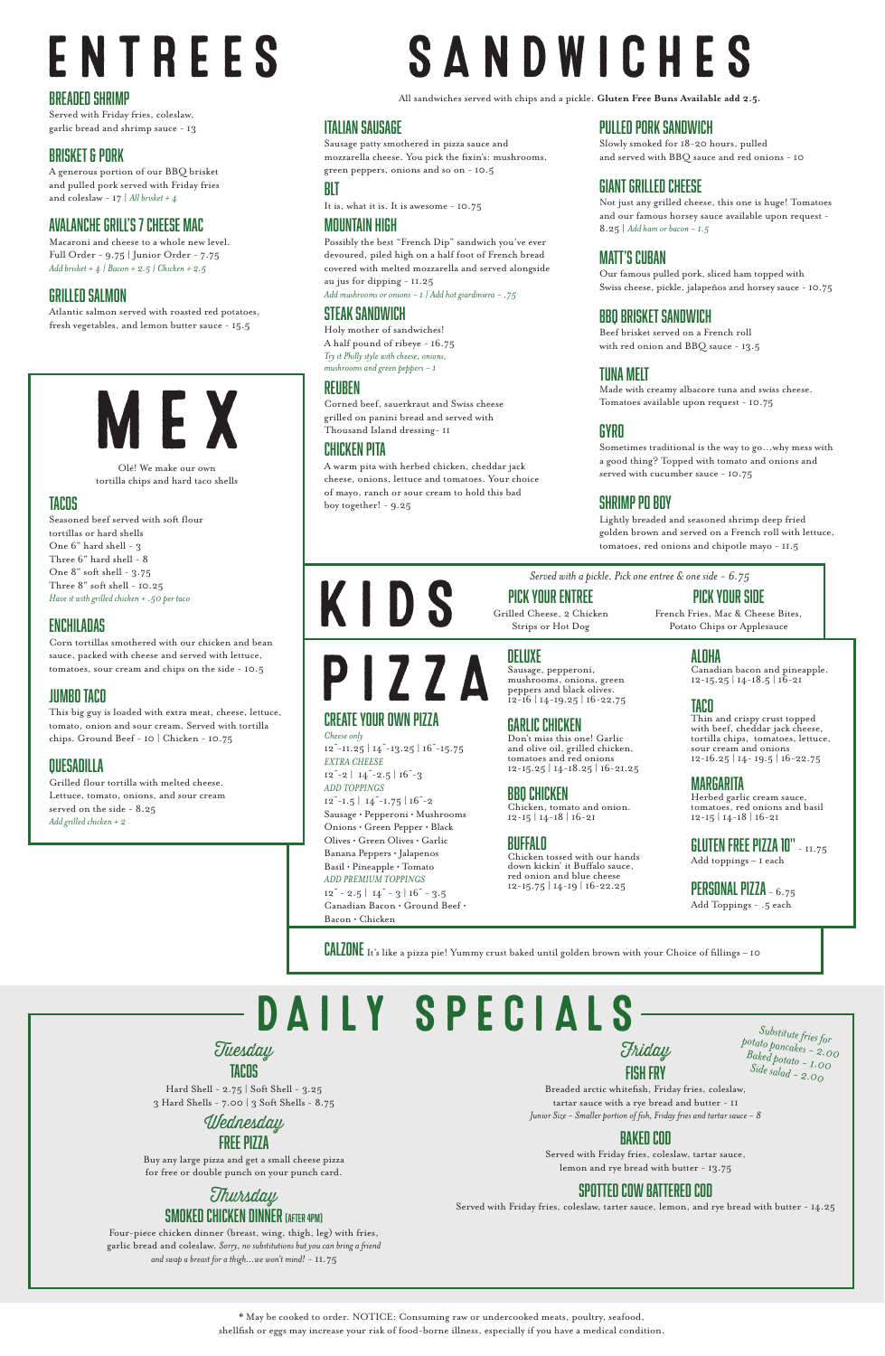# ENTREES

## BREADED SHRIMP

Served with Friday fries, coleslaw, garlic bread and shrimp sauce - 13

## BRISKET & PORK

A generous portion of our BBQ brisket and pulled pork served with Friday fries and coleslaw - 17 | *All brisket + 4*

## AVALANCHE GRILL'S 7 CHEESE MAC

Macaroni and cheese to a whole new level. Full Order - 9.75 | Junior Order - 7.75
*Add brisket + 4 | Bacon + 2.5 | Chicken + 2.5*

## GRILLED SALMON

Atlantic salmon served with roasted red potatoes, fresh vegetables, and lemon butter sauce - 15.5

# MEX

Olé! We make our own tortilla chips and hard taco shells

## TACOS

Seasoned beef served with soft flour tortillas or hard shells
One 6" hard shell - 3
Three 6" hard shell - 8
One 8" soft shell - 3.75
Three 8" soft shell - 10.25
*Have it with grilled chicken + .50 per taco*

## ENCHILADAS

Corn tortillas smothered with our chicken and bean sauce, packed with cheese and served with lettuce, tomatoes, sour cream and chips on the side - 10.5

## JUMBO TACO

This big guy is loaded with extra meat, cheese, lettuce, tomato, onion and sour cream. Served with tortilla chips. Ground Beef - 10 | Chicken - 10.75

## QUESADILLA

Grilled flour tortilla with melted cheese. Lettuce, tomato, onions, and sour cream served on the side - 8.25
*Add grilled chicken + 2*

# SANDWICHES

All sandwiches served with chips and a pickle. **Gluten Free Buns Available add 2.5.**

## ITALIAN SAUSAGE

Sausage patty smothered in pizza sauce and mozzarella cheese. You pick the fixin's: mushrooms, green peppers, onions and so on - 10.5

## BLT

It is, what it is. It is awesome - 10.75

## MOUNTAIN HIGH

Possibly the best "French Dip" sandwich you've ever devoured, piled high on a half foot of French bread covered with melted mozzarella and served alongside au jus for dipping - 11.25
*Add mushrooms or onions - 1 | Add hot giardiniera - .75*

## STEAK SANDWICH

Holy mother of sandwiches!
A half pound of ribeye - 16.75
*Try it Philly style with cheese, onions, mushrooms and green peppers - 1*

## REUBEN

Corned beef, sauerkraut and Swiss cheese grilled on panini bread and served with Thousand Island dressing- 11

## CHICKEN PITA

A warm pita with herbed chicken, cheddar jack cheese, onions, lettuce and tomatoes. Your choice of mayo, ranch or sour cream to hold this bad boy together! - 9.25

## PULLED PORK SANDWICH

Slowly smoked for 18-20 hours, pulled and served with BBQ sauce and red onions - 10

## GIANT GRILLED CHEESE

Not just any grilled cheese, this one is huge! Tomatoes and our famous horsey sauce available upon request - 8.25 | *Add ham or bacon - 1.5*

## MATT'S CUBAN

Our famous pulled pork, sliced ham topped with Swiss cheese, pickle, jalapeños and horsey sauce - 10.75

## BBQ BRISKET SANDWICH

Beef brisket served on a French roll with red onion and BBQ sauce - 13.5

## TUNA MELT

Made with creamy albacore tuna and swiss cheese. Tomatoes available upon request - 10.75

## GYRO

Sometimes traditional is the way to go...why mess with a good thing? Topped with tomato and onions and served with cucumber sauce - 10.75

## SHRIMP PO BOY

Lightly breaded and seasoned shrimp deep fried golden brown and served on a French roll with lettuce, tomatoes, red onions and chipotle mayo - 11.5

# KIDS

*Served with a pickle. Pick one entree & one side - 6.75*

## PICK YOUR ENTREE

Grilled Cheese, 2 Chicken Strips or Hot Dog

## PICK YOUR SIDE

French Fries, Mac & Cheese Bites, Potato Chips or Applesauce

# PIZZA

## CREATE YOUR OWN PIZZA

*Cheese only*
12"-11.25 | 14"-13.25 | 16"-15.75
*EXTRA CHEESE*
12"-2 | 14"-2.5 | 16"-3
*ADD TOPPINGS*
12"-1.5 | 14"-1.75 | 16"-2
Sausage • Pepperoni • Mushrooms
Onions • Green Pepper • Black Olives • Green Olives • Garlic
Banana Peppers • Jalapenos
Basil • Pineapple • Tomato
*ADD PREMIUM TOPPINGS*
12" - 2.5 | 14" - 3 | 16" - 3.5
Canadian Bacon • Ground Beef • Bacon • Chicken

## DELUXE

Sausage, pepperoni, mushrooms, onions, green peppers and black olives.
12-16 | 14-19.25 | 16-22.75

## GARLIC CHICKEN

Don't miss this one! Garlic and olive oil, grilled chicken, tomatoes and red onions
12-15.25 | 14-18.25 | 16-21.25

## BBQ CHICKEN

Chicken, tomato and onion.
12-15 | 14-18 | 16-21

## BUFFALO

Chicken tossed with our hands down kickin' it Buffalo sauce, red onion and blue cheese
12-15.75 | 14-19 | 16-22.25

## ALOHA

Canadian bacon and pineapple.
12-15.25 | 14-18.5 | 16-21

## TACO

Thin and crispy crust topped with beef, cheddar jack cheese, tortilla chips, tomatoes, lettuce, sour cream and onions
12-16.25 | 14- 19.5 | 16-22.75

## MARGARITA

Herbed garlic cream sauce, tomatoes, red onions and basil
12-15 | 14-18 | 16-21

## GLUTEN FREE PIZZA 10" - 11.75

Add toppings - 1 each

## PERSONAL PIZZA - 6.75

Add Toppings - .5 each

**CALZONE** It's like a pizza pie! Yummy crust baked until golden brown with your Choice of fillings - 10

# DAILY SPECIALS

### *Tuesday*

## TACOS

Hard Shell - 2.75 | Soft Shell - 3.25
3 Hard Shells - 7.00 | 3 Soft Shells - 8.75

### *Wednesday*

## FREE PIZZA

Buy any large pizza and get a small cheese pizza for free or double punch on your punch card.

### *Thursday*

## SMOKED CHICKEN DINNER (AFTER 4PM)

Four-piece chicken dinner (breast, wing, thigh, leg) with fries, garlic bread and coleslaw. *Sorry, no substitutions but you can bring a friend and swap a breast for a thigh...we won't mind!* - 11.75

### *Friday*

*Substitute fries for potato pancakes - 2.00
Baked potato - 1.00
Side salad - 2.00*

## FISH FRY

Breaded arctic whitefish, Friday fries, coleslaw, tartar sauce with a rye bread and butter - 11
*Junior Size - Smaller portion of fish, Friday fries and tartar sauce - 8*

## BAKED COD

Served with Friday fries, coleslaw, tartar sauce, lemon and rye bread with butter - 13.75

## SPOTTED COW BATTERED COD

Served with Friday fries, coleslaw, tarter sauce, lemon, and rye bread with butter - 14.25

* May be cooked to order. NOTICE: Consuming raw or undercooked meats, poultry, seafood, shellfish or eggs may increase your risk of food-borne illness, especially if you have a medical condition.